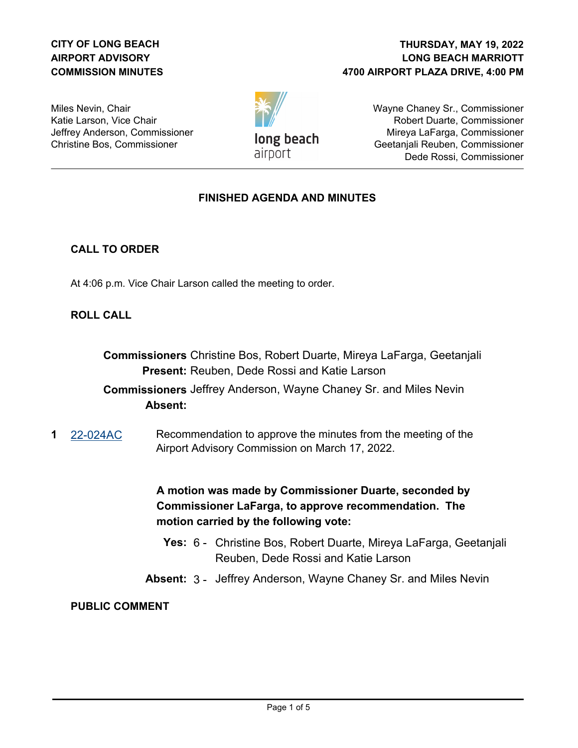**CITY OF LONG BEACH**
**AIRPORT ADVISORY**
**COMMISSION MINUTES**

**THURSDAY, MAY 19, 2022**
**LONG BEACH MARRIOTT**
**4700 AIRPORT PLAZA DRIVE, 4:00 PM**

Miles Nevin, Chair
Katie Larson, Vice Chair
Jeffrey Anderson, Commissioner
Christine Bos, Commissioner

Wayne Chaney Sr., Commissioner
Robert Duarte, Commissioner
Mireya LaFarga, Commissioner
Geetanjali Reuben, Commissioner
Dede Rossi, Commissioner

## FINISHED AGENDA AND MINUTES

### CALL TO ORDER

At 4:06 p.m. Vice Chair Larson called the meeting to order.

### ROLL CALL

**Commissioners Present:** Christine Bos, Robert Duarte, Mireya LaFarga, Geetanjali Reuben, Dede Rossi and Katie Larson

**Commissioners Absent:** Jeffrey Anderson, Wayne Chaney Sr. and Miles Nevin

**1** 22-024AC Recommendation to approve the minutes from the meeting of the Airport Advisory Commission on March 17, 2022.

**A motion was made by Commissioner Duarte, seconded by Commissioner LaFarga, to approve recommendation. The motion carried by the following vote:**

**Yes:** 6 - Christine Bos, Robert Duarte, Mireya LaFarga, Geetanjali Reuben, Dede Rossi and Katie Larson

**Absent:** 3 - Jeffrey Anderson, Wayne Chaney Sr. and Miles Nevin

### PUBLIC COMMENT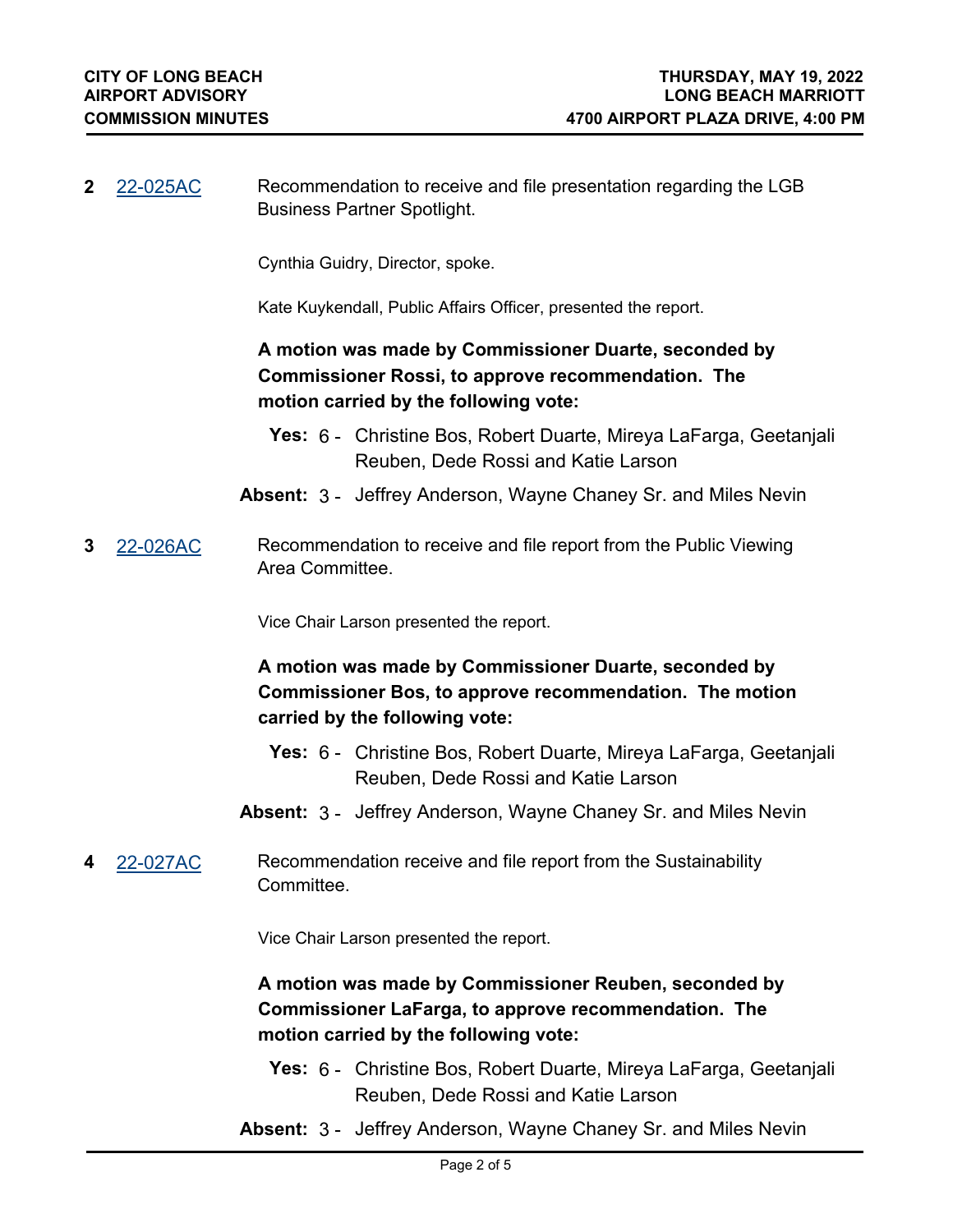**2** 22-025AC Recommendation to receive and file presentation regarding the LGB Business Partner Spotlight.

Cynthia Guidry, Director, spoke.

Kate Kuykendall, Public Affairs Officer, presented the report.

**A motion was made by Commissioner Duarte, seconded by Commissioner Rossi, to approve recommendation. The motion carried by the following vote:**

**Yes:** 6 - Christine Bos, Robert Duarte, Mireya LaFarga, Geetanjali Reuben, Dede Rossi and Katie Larson

**Absent:** 3 - Jeffrey Anderson, Wayne Chaney Sr. and Miles Nevin

**3** 22-026AC Recommendation to receive and file report from the Public Viewing Area Committee.

Vice Chair Larson presented the report.

**A motion was made by Commissioner Duarte, seconded by Commissioner Bos, to approve recommendation. The motion carried by the following vote:**

**Yes:** 6 - Christine Bos, Robert Duarte, Mireya LaFarga, Geetanjali Reuben, Dede Rossi and Katie Larson

**Absent:** 3 - Jeffrey Anderson, Wayne Chaney Sr. and Miles Nevin

**4** 22-027AC Recommendation receive and file report from the Sustainability Committee.

Vice Chair Larson presented the report.

**A motion was made by Commissioner Reuben, seconded by Commissioner LaFarga, to approve recommendation. The motion carried by the following vote:**

**Yes:** 6 - Christine Bos, Robert Duarte, Mireya LaFarga, Geetanjali Reuben, Dede Rossi and Katie Larson

**Absent:** 3 - Jeffrey Anderson, Wayne Chaney Sr. and Miles Nevin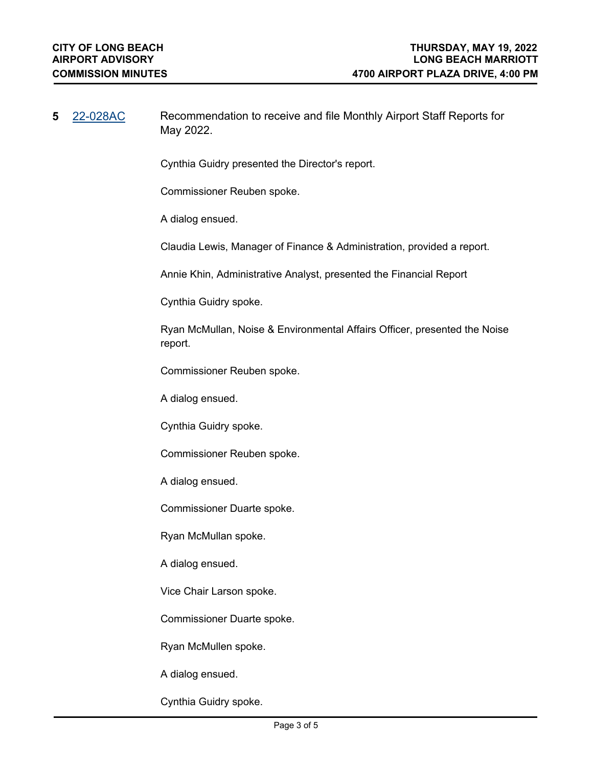**5** [22-028AC](22-028AC) Recommendation to receive and file Monthly Airport Staff Reports for May 2022.

Cynthia Guidry presented the Director's report.

Commissioner Reuben spoke.

A dialog ensued.

Claudia Lewis, Manager of Finance & Administration, provided a report.

Annie Khin, Administrative Analyst, presented the Financial Report

Cynthia Guidry spoke.

Ryan McMullan, Noise & Environmental Affairs Officer, presented the Noise report.

Commissioner Reuben spoke.

A dialog ensued.

Cynthia Guidry spoke.

Commissioner Reuben spoke.

A dialog ensued.

Commissioner Duarte spoke.

Ryan McMullan spoke.

A dialog ensued.

Vice Chair Larson spoke.

Commissioner Duarte spoke.

Ryan McMullen spoke.

A dialog ensued.

Cynthia Guidry spoke.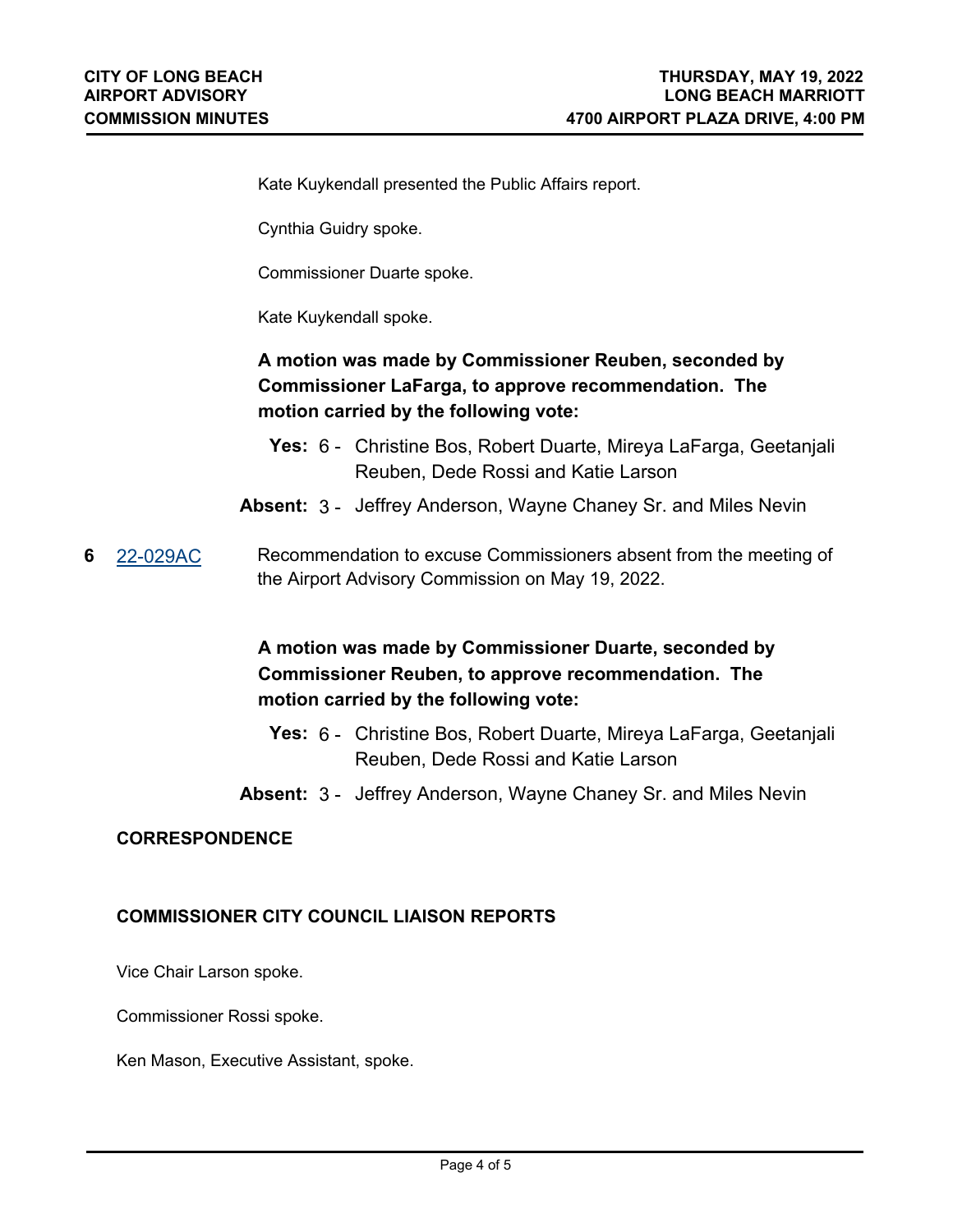Kate Kuykendall presented the Public Affairs report.

Cynthia Guidry spoke.

Commissioner Duarte spoke.

Kate Kuykendall spoke.

**A motion was made by Commissioner Reuben, seconded by Commissioner LaFarga, to approve recommendation. The motion carried by the following vote:**

**Yes:** 6 - Christine Bos, Robert Duarte, Mireya LaFarga, Geetanjali Reuben, Dede Rossi and Katie Larson

**Absent:** 3 - Jeffrey Anderson, Wayne Chaney Sr. and Miles Nevin

**6** 22-029AC Recommendation to excuse Commissioners absent from the meeting of the Airport Advisory Commission on May 19, 2022.

**A motion was made by Commissioner Duarte, seconded by Commissioner Reuben, to approve recommendation. The motion carried by the following vote:**

**Yes:** 6 - Christine Bos, Robert Duarte, Mireya LaFarga, Geetanjali Reuben, Dede Rossi and Katie Larson

**Absent:** 3 - Jeffrey Anderson, Wayne Chaney Sr. and Miles Nevin

## CORRESPONDENCE

## COMMISSIONER CITY COUNCIL LIAISON REPORTS

Vice Chair Larson spoke.

Commissioner Rossi spoke.

Ken Mason, Executive Assistant, spoke.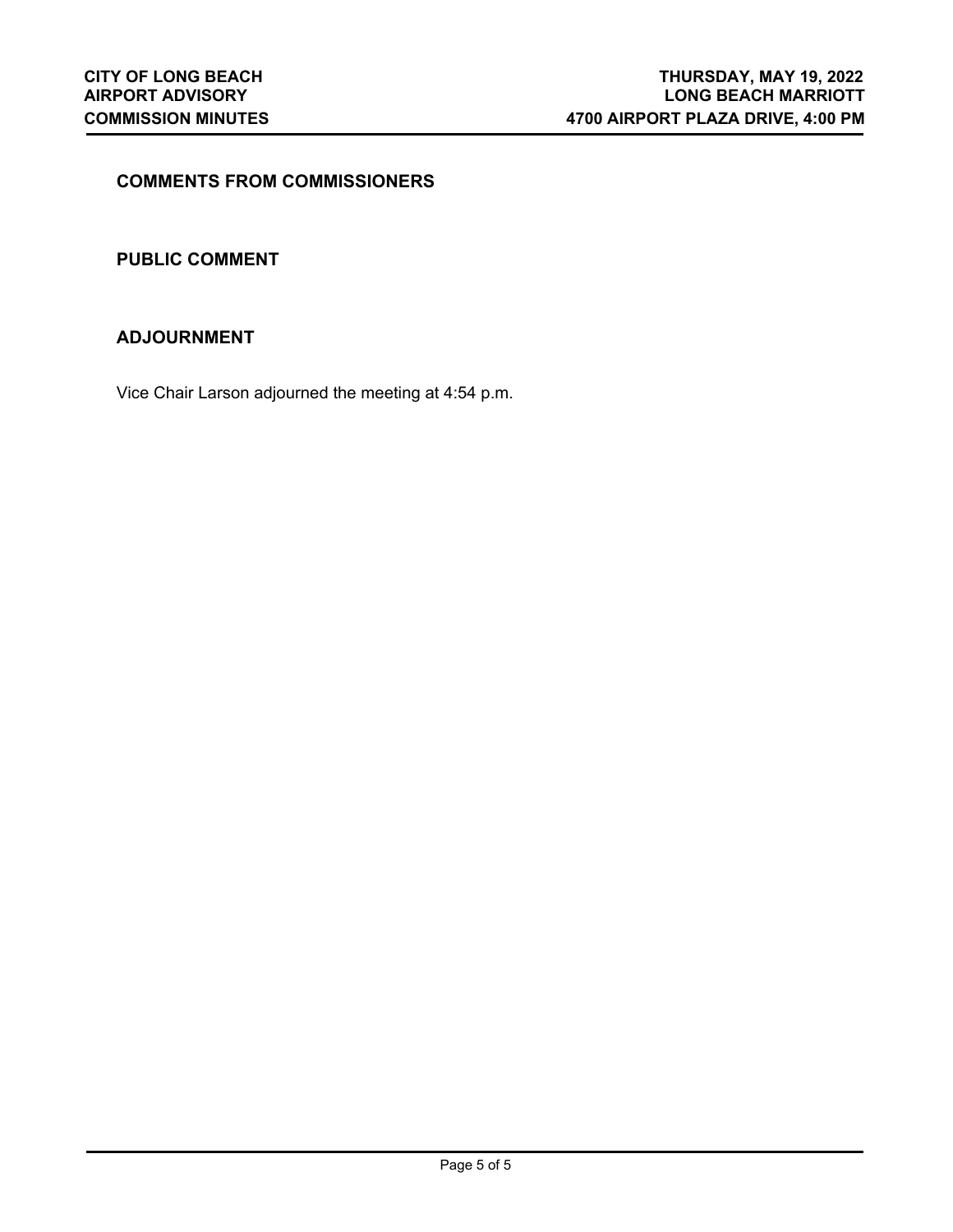## COMMENTS FROM COMMISSIONERS

## PUBLIC COMMENT

## ADJOURNMENT

Vice Chair Larson adjourned the meeting at 4:54 p.m.